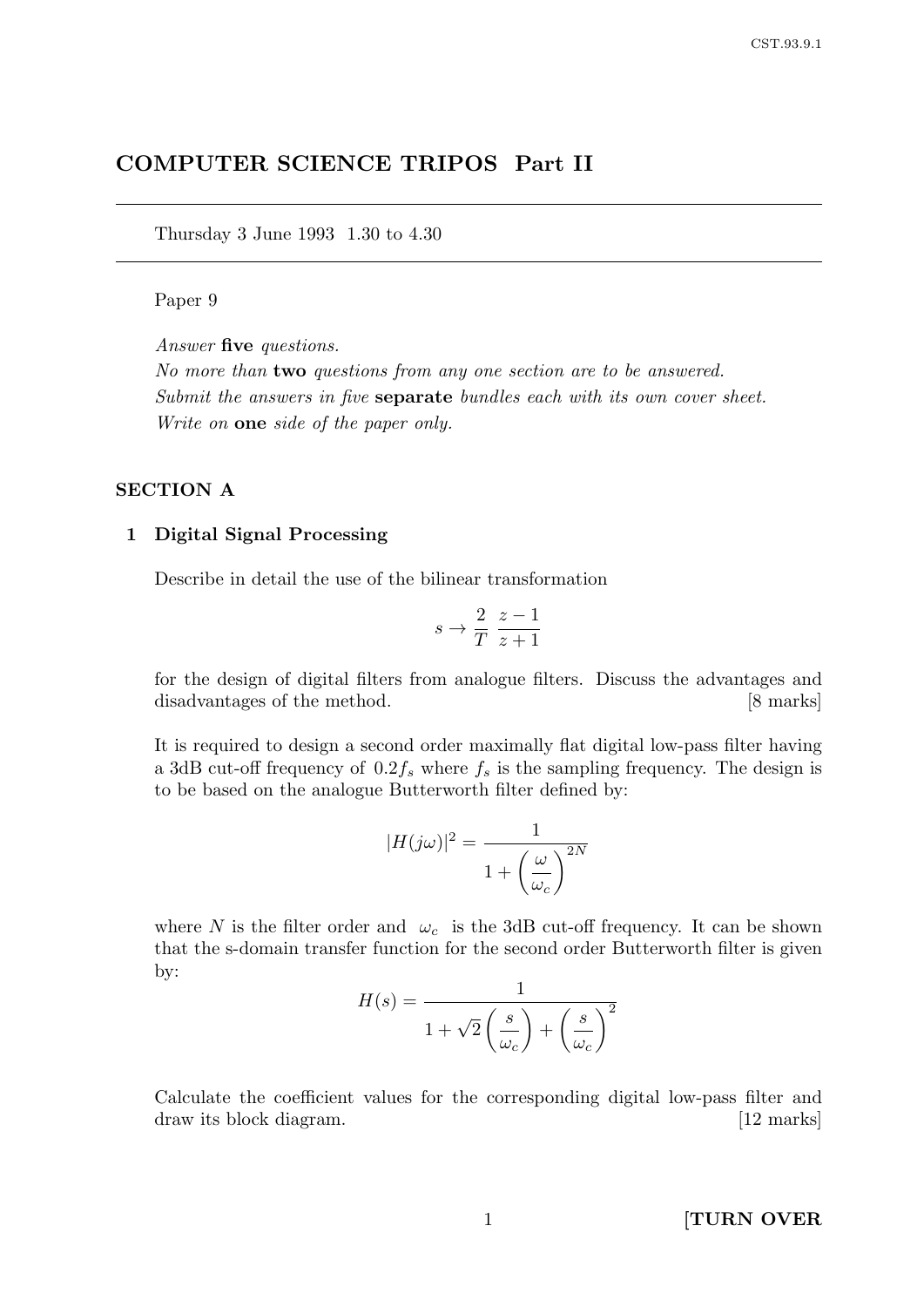# COMPUTER SCIENCE TRIPOS Part II

Thursday 3 June 1993 1.30 to 4.30

Paper 9

*Answer* **five** *questions.*
*No more than* **two** *questions from any one section are to be answered.*
*Submit the answers in five* **separate** *bundles each with its own cover sheet.*
*Write on* **one** *side of the paper only.*

## SECTION A

### 1 Digital Signal Processing

Describe in detail the use of the bilinear transformation

$$s \to \frac{2}{T}\;\frac{z-1}{z+1}$$

for the design of digital filters from analogue filters. Discuss the advantages and disadvantages of the method. [8 marks]

It is required to design a second order maximally flat digital low-pass filter having a 3dB cut-off frequency of $0.2 f_s$ where $f_s$ is the sampling frequency. The design is to be based on the analogue Butterworth filter defined by:

$$|H(j\omega)|^2 = \frac{1}{1 + \left(\dfrac{\omega}{\omega_c}\right)^{2N}}$$

where $N$ is the filter order and $\omega_c$ is the 3dB cut-off frequency. It can be shown that the s-domain transfer function for the second order Butterworth filter is given by:

$$H(s) = \frac{1}{1 + \sqrt{2}\left(\dfrac{s}{\omega_c}\right) + \left(\dfrac{s}{\omega_c}\right)^2}$$

Calculate the coefficient values for the corresponding digital low-pass filter and draw its block diagram. [12 marks]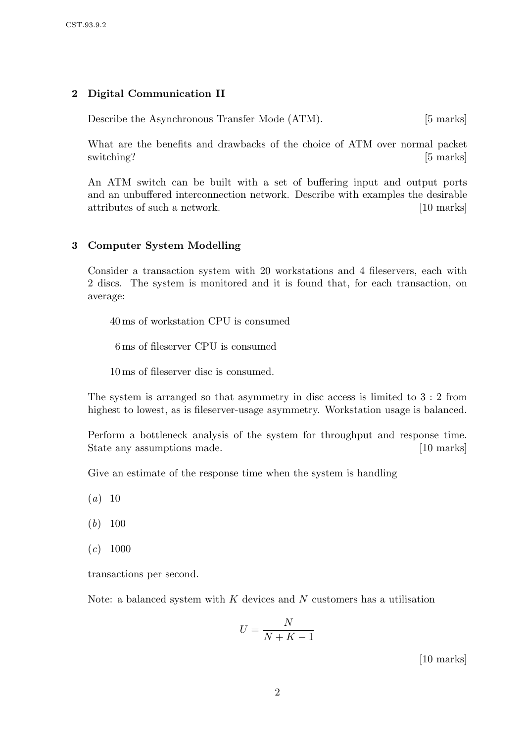## 2 Digital Communication II

Describe the Asynchronous Transfer Mode (ATM). [5 marks]

What are the benefits and drawbacks of the choice of ATM over normal packet switching? [5 marks]

An ATM switch can be built with a set of buffering input and output ports and an unbuffered interconnection network. Describe with examples the desirable attributes of such a network. [10 marks]

## 3 Computer System Modelling

Consider a transaction system with 20 workstations and 4 fileservers, each with 2 discs. The system is monitored and it is found that, for each transaction, on average:

40 ms of workstation CPU is consumed

6 ms of fileserver CPU is consumed

10 ms of fileserver disc is consumed.

The system is arranged so that asymmetry in disc access is limited to 3 : 2 from highest to lowest, as is fileserver-usage asymmetry. Workstation usage is balanced.

Perform a bottleneck analysis of the system for throughput and response time. State any assumptions made. [10 marks]

Give an estimate of the response time when the system is handling

(*a*) 10

(*b*) 100

(*c*) 1000

transactions per second.

Note: a balanced system with $K$ devices and $N$ customers has a utilisation

$$U = \frac{N}{N + K - 1}$$

[10 marks]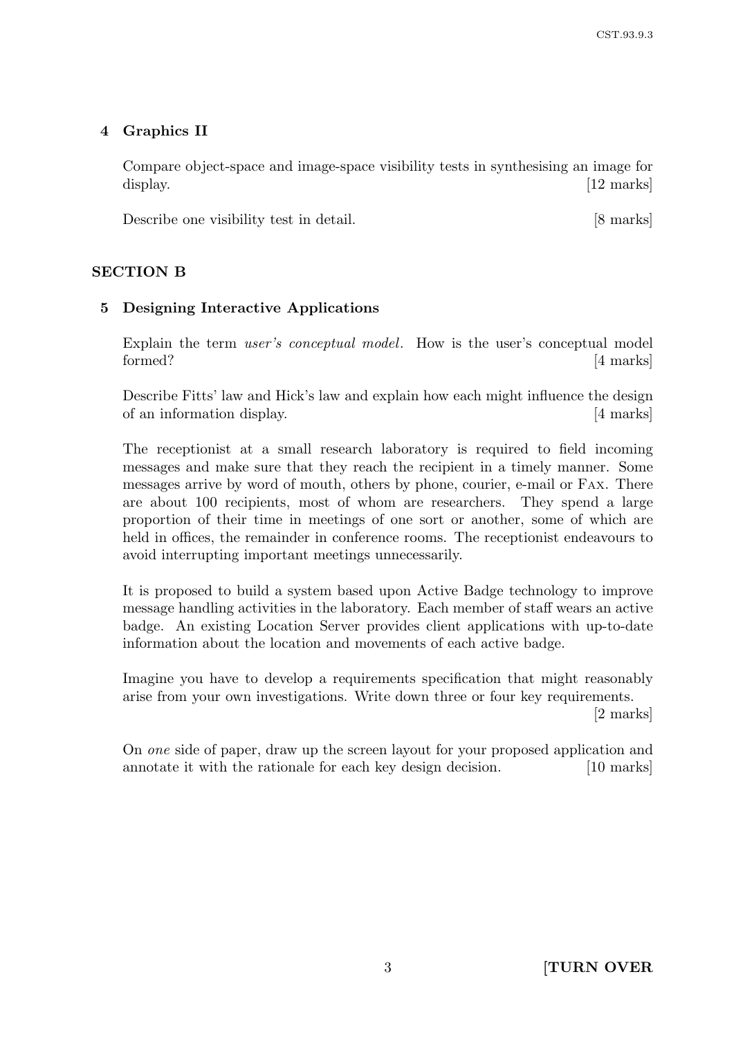## 4 Graphics II

Compare object-space and image-space visibility tests in synthesising an image for display. [12 marks]

Describe one visibility test in detail. [8 marks]

# SECTION B

## 5 Designing Interactive Applications

Explain the term *user's conceptual model*. How is the user's conceptual model formed? [4 marks]

Describe Fitts' law and Hick's law and explain how each might influence the design of an information display. [4 marks]

The receptionist at a small research laboratory is required to field incoming messages and make sure that they reach the recipient in a timely manner. Some messages arrive by word of mouth, others by phone, courier, e-mail or FAX. There are about 100 recipients, most of whom are researchers. They spend a large proportion of their time in meetings of one sort or another, some of which are held in offices, the remainder in conference rooms. The receptionist endeavours to avoid interrupting important meetings unnecessarily.

It is proposed to build a system based upon Active Badge technology to improve message handling activities in the laboratory. Each member of staff wears an active badge. An existing Location Server provides client applications with up-to-date information about the location and movements of each active badge.

Imagine you have to develop a requirements specification that might reasonably arise from your own investigations. Write down three or four key requirements. [2 marks]

On *one* side of paper, draw up the screen layout for your proposed application and annotate it with the rationale for each key design decision. [10 marks]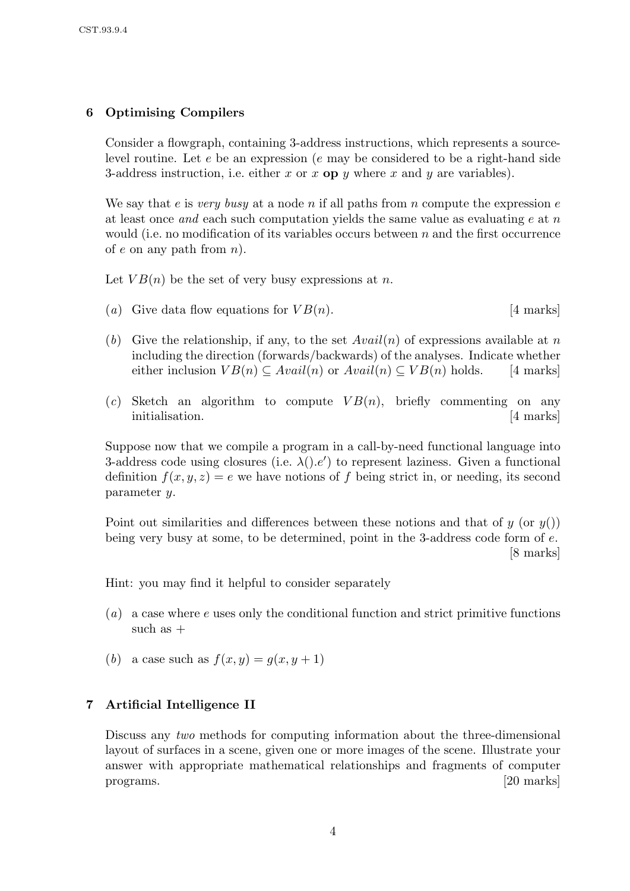## 6 Optimising Compilers

Consider a flowgraph, containing 3-address instructions, which represents a source-level routine. Let $e$ be an expression ($e$ may be considered to be a right-hand side 3-address instruction, i.e. either $x$ or $x$ **op** $y$ where $x$ and $y$ are variables).

We say that $e$ is *very busy* at a node $n$ if all paths from $n$ compute the expression $e$ at least once *and* each such computation yields the same value as evaluating $e$ at $n$ would (i.e. no modification of its variables occurs between $n$ and the first occurrence of $e$ on any path from $n$).

Let $VB(n)$ be the set of very busy expressions at $n$.

(*a*) Give data flow equations for $VB(n)$. [4 marks]

(*b*) Give the relationship, if any, to the set $Avail(n)$ of expressions available at $n$ including the direction (forwards/backwards) of the analyses. Indicate whether either inclusion $VB(n) \subseteq Avail(n)$ or $Avail(n) \subseteq VB(n)$ holds. [4 marks]

(*c*) Sketch an algorithm to compute $VB(n)$, briefly commenting on any initialisation. [4 marks]

Suppose now that we compile a program in a call-by-need functional language into 3-address code using closures (i.e. $\lambda().e'$) to represent laziness. Given a functional definition $f(x, y, z) = e$ we have notions of $f$ being strict in, or needing, its second parameter $y$.

Point out similarities and differences between these notions and that of $y$ (or $y()$) being very busy at some, to be determined, point in the 3-address code form of $e$. [8 marks]

Hint: you may find it helpful to consider separately

(*a*) a case where $e$ uses only the conditional function and strict primitive functions such as $+$

(*b*) a case such as $f(x, y) = g(x, y + 1)$

## 7 Artificial Intelligence II

Discuss any *two* methods for computing information about the three-dimensional layout of surfaces in a scene, given one or more images of the scene. Illustrate your answer with appropriate mathematical relationships and fragments of computer programs. [20 marks]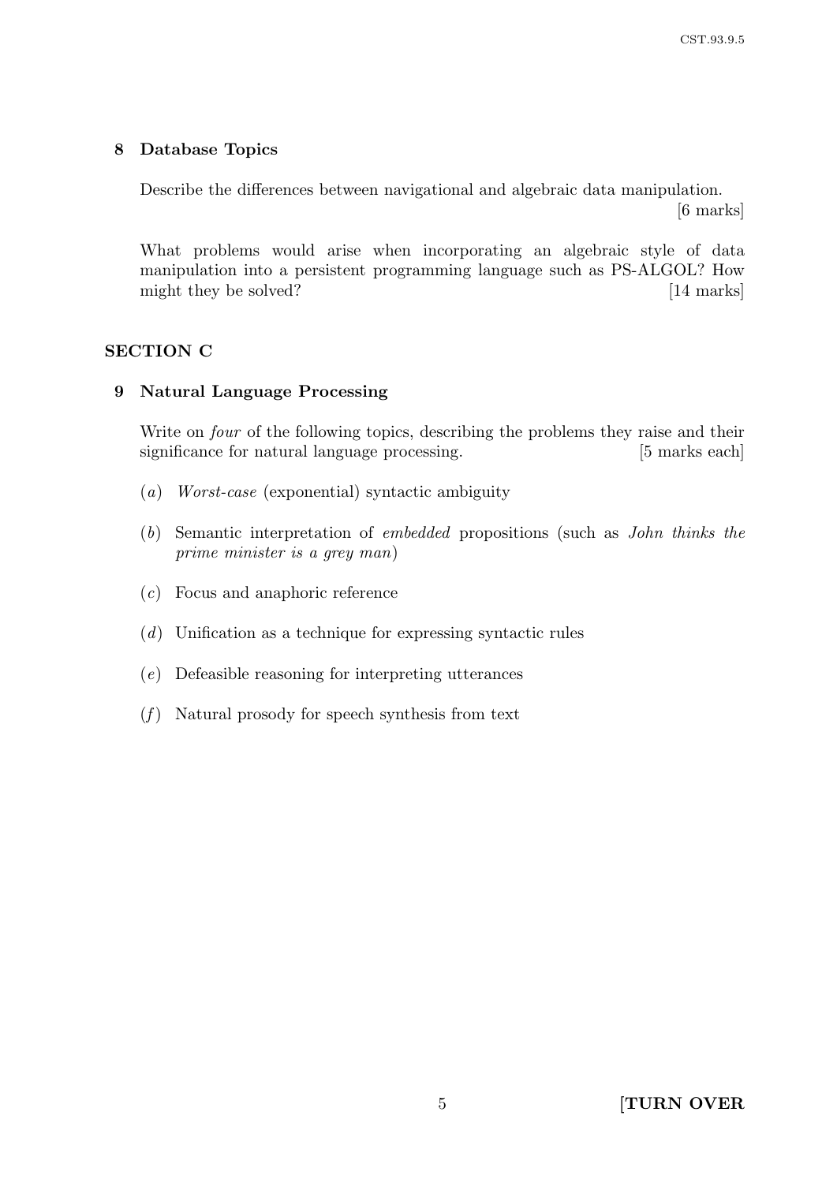## 8 Database Topics

Describe the differences between navigational and algebraic data manipulation. [6 marks]

What problems would arise when incorporating an algebraic style of data manipulation into a persistent programming language such as PS-ALGOL? How might they be solved? [14 marks]

# SECTION C

## 9 Natural Language Processing

Write on *four* of the following topics, describing the problems they raise and their significance for natural language processing. [5 marks each]

(*a*) *Worst-case* (exponential) syntactic ambiguity

(*b*) Semantic interpretation of *embedded* propositions (such as *John thinks the prime minister is a grey man*)

(*c*) Focus and anaphoric reference

(*d*) Unification as a technique for expressing syntactic rules

(*e*) Defeasible reasoning for interpreting utterances

(*f*) Natural prosody for speech synthesis from text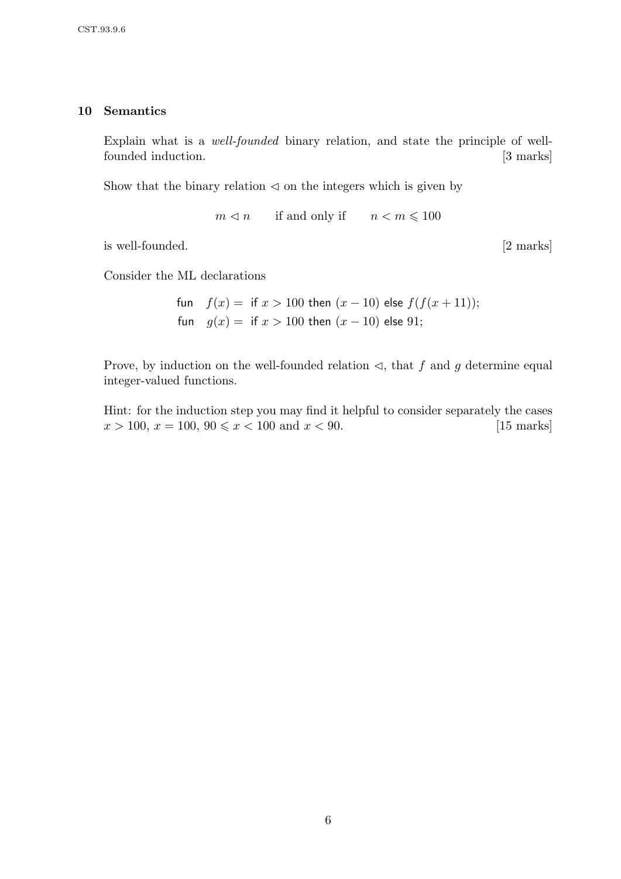## 10 Semantics

Explain what is a *well-founded* binary relation, and state the principle of well-founded induction. [3 marks]

Show that the binary relation $\lhd$ on the integers which is given by

$$m \lhd n \qquad \text{if and only if} \qquad n < m \leqslant 100$$

is well-founded. [2 marks]

Consider the ML declarations

```
fun f(x) = if x > 100 then (x − 10) else f(f(x + 11));
fun g(x) = if x > 100 then (x − 10) else 91;
```

Prove, by induction on the well-founded relation $\lhd$, that $f$ and $g$ determine equal integer-valued functions.

Hint: for the induction step you may find it helpful to consider separately the cases $x > 100$, $x = 100$, $90 \leqslant x < 100$ and $x < 90$. [15 marks]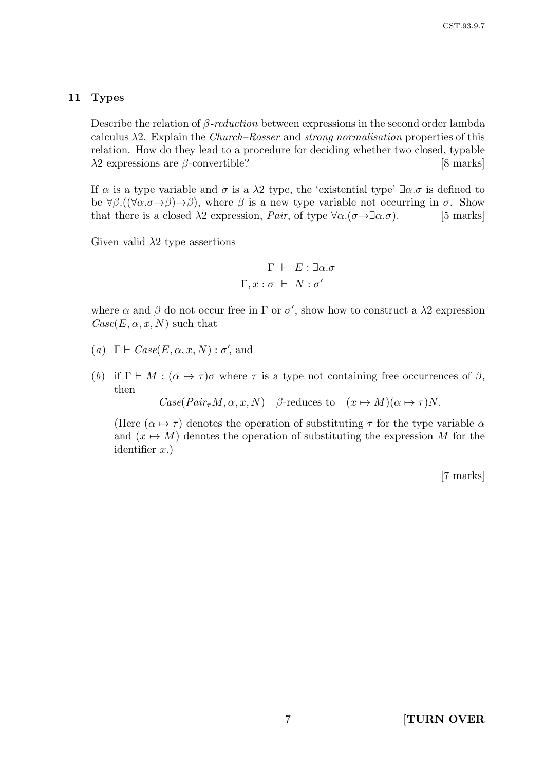## 11 Types

Describe the relation of *β-reduction* between expressions in the second order lambda calculus λ2. Explain the *Church–Rosser* and *strong normalisation* properties of this relation. How do they lead to a procedure for deciding whether two closed, typable λ2 expressions are β-convertible? [8 marks]

If $\alpha$ is a type variable and $\sigma$ is a λ2 type, the 'existential type' $\exists\alpha.\sigma$ is defined to be $\forall\beta.((\forall\alpha.\sigma\to\beta)\to\beta)$, where $\beta$ is a new type variable not occurring in $\sigma$. Show that there is a closed λ2 expression, *Pair*, of type $\forall\alpha.(\sigma\to\exists\alpha.\sigma)$. [5 marks]

Given valid λ2 type assertions

$$\Gamma \vdash E : \exists\alpha.\sigma$$
$$\Gamma, x : \sigma \vdash N : \sigma'$$

where $\alpha$ and $\beta$ do not occur free in $\Gamma$ or $\sigma'$, show how to construct a λ2 expression $Case(E, \alpha, x, N)$ such that

(*a*) $\Gamma \vdash Case(E, \alpha, x, N) : \sigma'$, and

(*b*) if $\Gamma \vdash M : (\alpha \mapsto \tau)\sigma$ where $\tau$ is a type not containing free occurrences of $\beta$, then

$$Case(Pair_\tau M, \alpha, x, N) \quad \beta\text{-reduces to} \quad (x \mapsto M)(\alpha \mapsto \tau)N.$$

(Here $(\alpha \mapsto \tau)$ denotes the operation of substituting $\tau$ for the type variable $\alpha$ and $(x \mapsto M)$ denotes the operation of substituting the expression $M$ for the identifier $x$.)

[7 marks]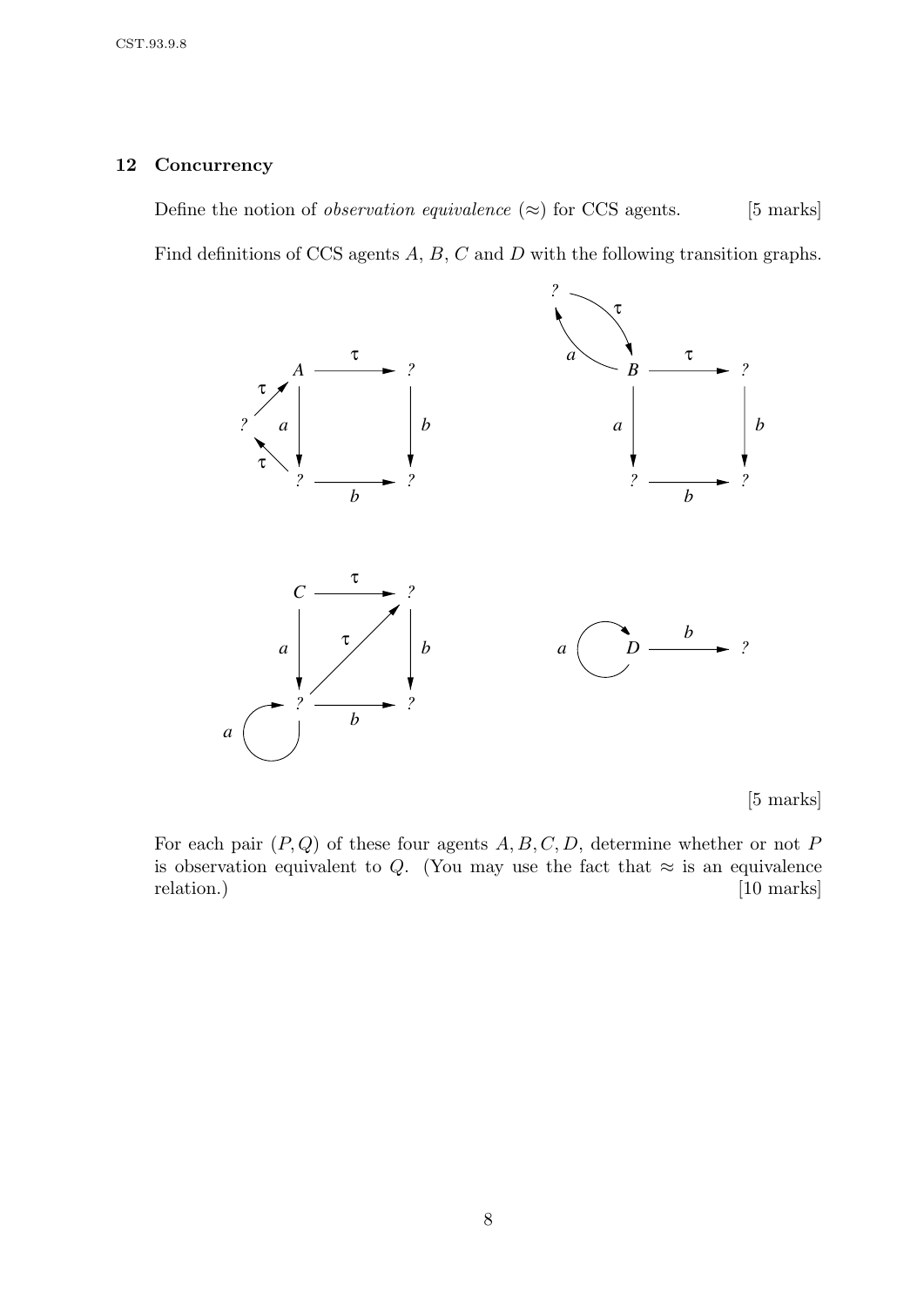## 12 Concurrency

Define the notion of *observation equivalence* ($\approx$) for CCS agents. [5 marks]

Find definitions of CCS agents $A$, $B$, $C$ and $D$ with the following transition graphs.

τ
?
a
τ
B
τ
?
A
?
τ
a
b
a
b
τ
?
b
?
?
b
?

C
τ
?
a
τ
b
b
a
D
?
a
?
b
?

[5 marks]

For each pair $(P, Q)$ of these four agents $A, B, C, D$, determine whether or not $P$ is observation equivalent to $Q$. (You may use the fact that $\approx$ is an equivalence relation.) [10 marks]